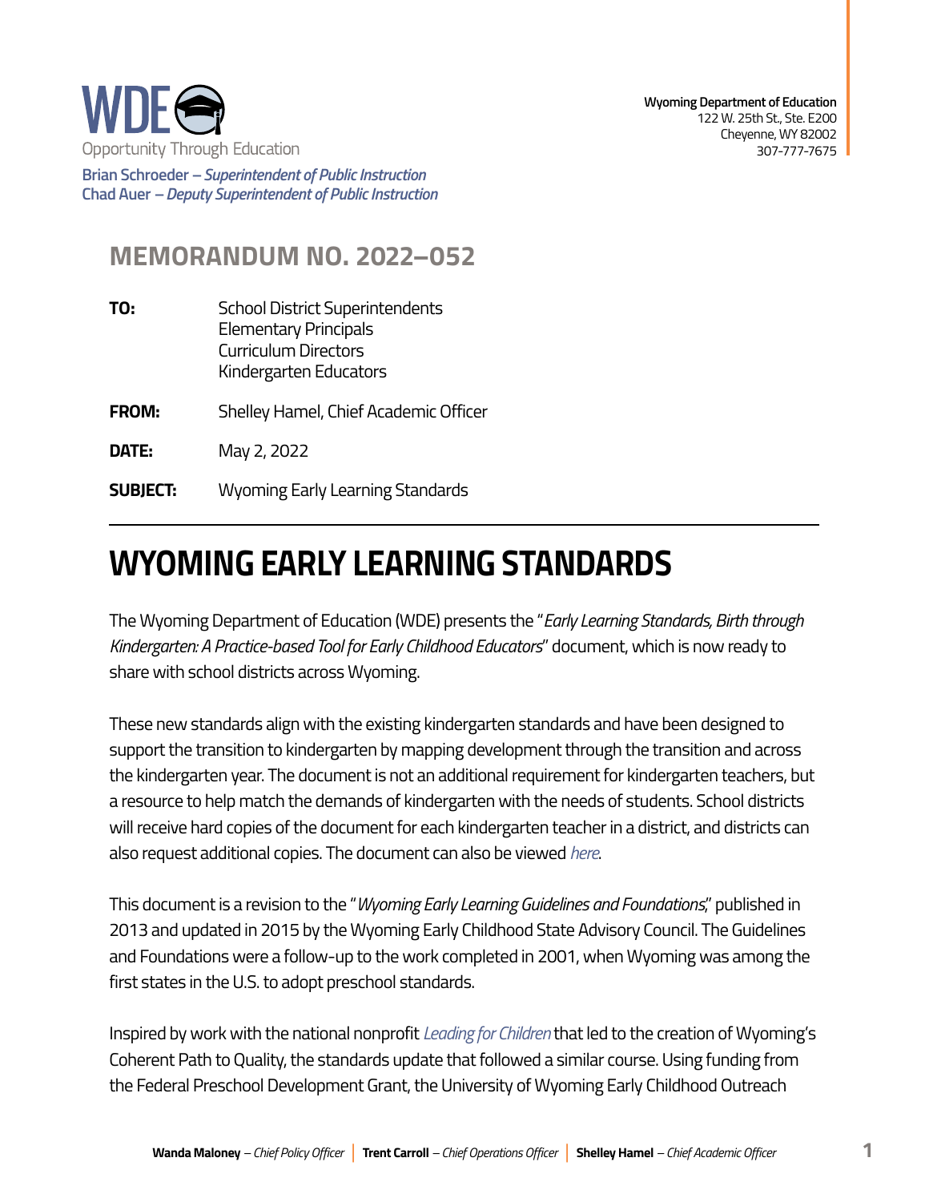WDE
Opportunity Through Education

**Brian Schroeder** – *Superintendent of Public Instruction*
**Chad Auer** – *Deputy Superintendent of Public Instruction*

**Wyoming Department of Education**
122 W. 25th St., Ste. E200
Cheyenne, WY 82002
307-777-7675

## MEMORANDUM NO. 2022–052

**TO:** School District Superintendents
Elementary Principals
Curriculum Directors
Kindergarten Educators

**FROM:** Shelley Hamel, Chief Academic Officer

**DATE:** May 2, 2022

**SUBJECT:** Wyoming Early Learning Standards

# WYOMING EARLY LEARNING STANDARDS

The Wyoming Department of Education (WDE) presents the "*Early Learning Standards, Birth through Kindergarten: A Practice-based Tool for Early Childhood Educators*" document, which is now ready to share with school districts across Wyoming.

These new standards align with the existing kindergarten standards and have been designed to support the transition to kindergarten by mapping development through the transition and across the kindergarten year. The document is not an additional requirement for kindergarten teachers, but a resource to help match the demands of kindergarten with the needs of students. School districts will receive hard copies of the document for each kindergarten teacher in a district, and districts can also request additional copies. The document can also be viewed *here*.

This document is a revision to the "*Wyoming Early Learning Guidelines and Foundations*," published in 2013 and updated in 2015 by the Wyoming Early Childhood State Advisory Council. The Guidelines and Foundations were a follow-up to the work completed in 2001, when Wyoming was among the first states in the U.S. to adopt preschool standards.

Inspired by work with the national nonprofit *Leading for Children* that led to the creation of Wyoming's Coherent Path to Quality, the standards update that followed a similar course. Using funding from the Federal Preschool Development Grant, the University of Wyoming Early Childhood Outreach

**Wanda Maloney** – *Chief Policy Officer* | **Trent Carroll** – *Chief Operations Officer* | **Shelley Hamel** – *Chief Academic Officer*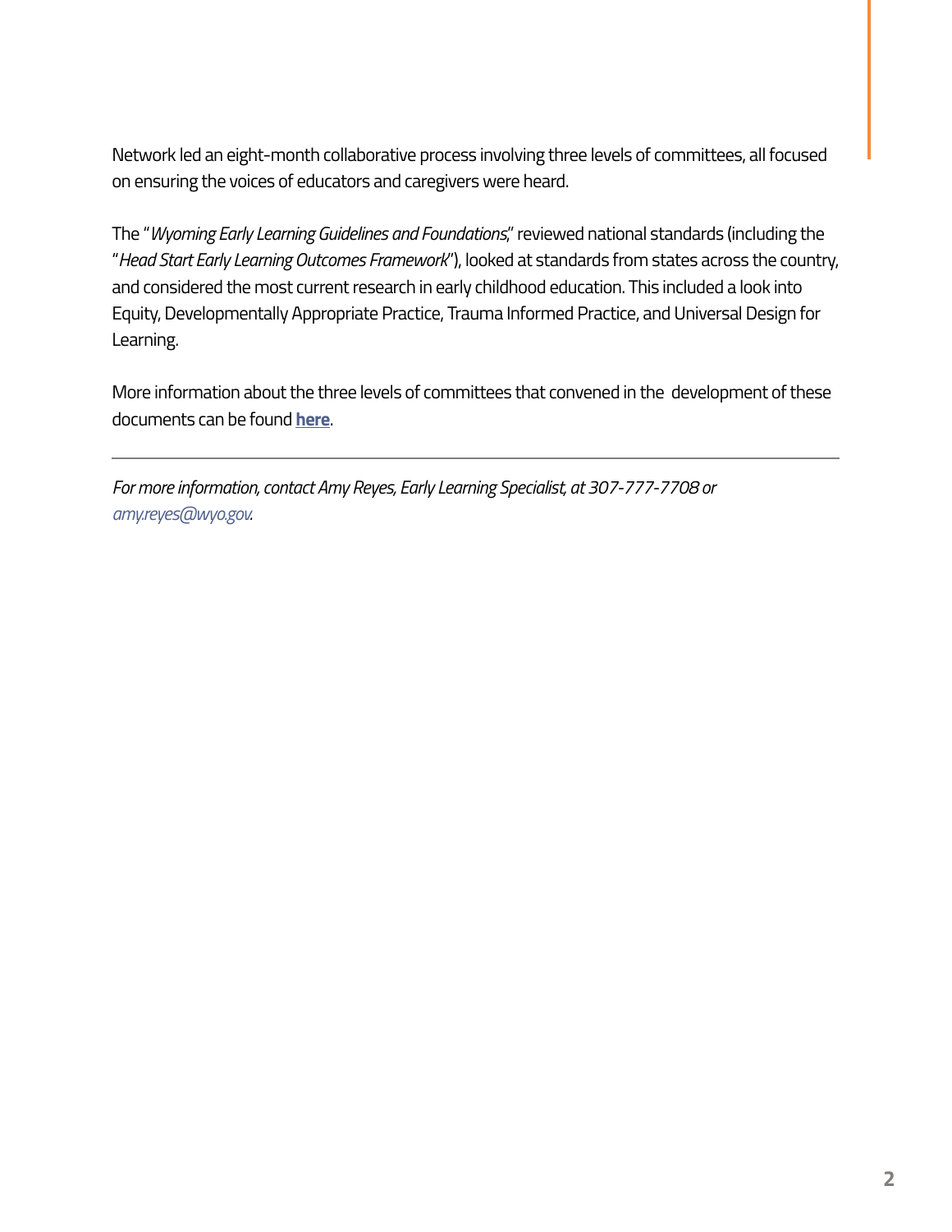Network led an eight-month collaborative process involving three levels of committees, all focused on ensuring the voices of educators and caregivers were heard.

The "*Wyoming Early Learning Guidelines and Foundations*," reviewed national standards (including the "*Head Start Early Learning Outcomes Framework*"), looked at standards from states across the country, and considered the most current research in early childhood education. This included a look into Equity, Developmentally Appropriate Practice, Trauma Informed Practice, and Universal Design for Learning.

More information about the three levels of committees that convened in the development of these documents can be found **here**.

---

*For more information, contact Amy Reyes, Early Learning Specialist, at 307-777-7708 or amy.reyes@wyo.gov.*